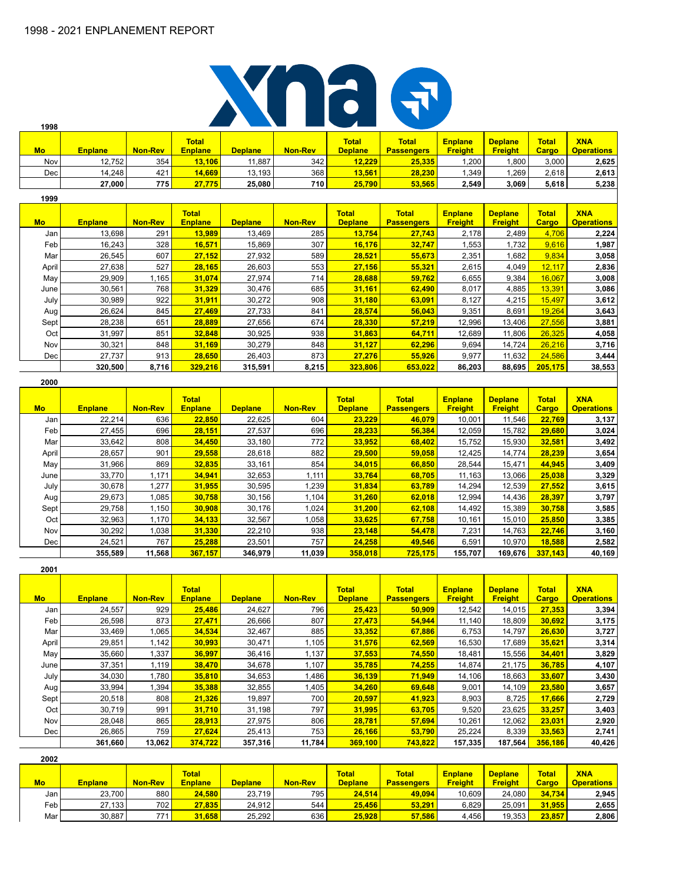# 1998 - 2021 ENPLANEMENT REPORT

### 1998

| Mo | Enplane | Non-Rev | Total Enplane | Deplane | Non-Rev | Total Deplane | Total Passengers | Enplane Freight | Deplane Freight | Total Cargo | XNA Operations |
|---|---|---|---|---|---|---|---|---|---|---|---|
| Nov | 12,752 | 354 | 13,106 | 11,887 | 342 | 12,229 | 25,335 | 1,200 | 1,800 | 3,000 | 2,625 |
| Dec | 14,248 | 421 | 14,669 | 13,193 | 368 | 13,561 | 28,230 | 1,349 | 1,269 | 2,618 | 2,613 |
| | 27,000 | 775 | 27,775 | 25,080 | 710 | 25,790 | 53,565 | 2,549 | 3,069 | 5,618 | 5,238 |

### 1999

| Mo | Enplane | Non-Rev | Total Enplane | Deplane | Non-Rev | Total Deplane | Total Passengers | Enplane Freight | Deplane Freight | Total Cargo | XNA Operations |
|---|---|---|---|---|---|---|---|---|---|---|---|
| Jan | 13,698 | 291 | 13,989 | 13,469 | 285 | 13,754 | 27,743 | 2,178 | 2,489 | 4,706 | 2,224 |
| Feb | 16,243 | 328 | 16,571 | 15,869 | 307 | 16,176 | 32,747 | 1,553 | 1,732 | 9,616 | 1,987 |
| Mar | 26,545 | 607 | 27,152 | 27,932 | 589 | 28,521 | 55,673 | 2,351 | 1,682 | 9,834 | 3,058 |
| April | 27,638 | 527 | 28,165 | 26,603 | 553 | 27,156 | 55,321 | 2,615 | 4,049 | 12,117 | 2,836 |
| May | 29,909 | 1,165 | 31,074 | 27,974 | 714 | 28,688 | 59,762 | 6,655 | 9,384 | 16,067 | 3,008 |
| June | 30,561 | 768 | 31,329 | 30,476 | 685 | 31,161 | 62,490 | 8,017 | 4,885 | 13,391 | 3,086 |
| July | 30,989 | 922 | 31,911 | 30,272 | 908 | 31,180 | 63,091 | 8,127 | 4,215 | 15,497 | 3,612 |
| Aug | 26,624 | 845 | 27,469 | 27,733 | 841 | 28,574 | 56,043 | 9,351 | 8,691 | 19,264 | 3,643 |
| Sept | 28,238 | 651 | 28,889 | 27,656 | 674 | 28,330 | 57,219 | 12,996 | 13,406 | 27,556 | 3,881 |
| Oct | 31,997 | 851 | 32,848 | 30,925 | 938 | 31,863 | 64,711 | 12,689 | 11,806 | 26,325 | 4,058 |
| Nov | 30,321 | 848 | 31,169 | 30,279 | 848 | 31,127 | 62,296 | 9,694 | 14,724 | 26,216 | 3,716 |
| Dec | 27,737 | 913 | 28,650 | 26,403 | 873 | 27,276 | 55,926 | 9,977 | 11,632 | 24,586 | 3,444 |
| | 320,500 | 8,716 | 329,216 | 315,591 | 8,215 | 323,806 | 653,022 | 86,203 | 88,695 | 205,175 | 38,553 |

### 2000

| Mo | Enplane | Non-Rev | Total Enplane | Deplane | Non-Rev | Total Deplane | Total Passengers | Enplane Freight | Deplane Freight | Total Cargo | XNA Operations |
|---|---|---|---|---|---|---|---|---|---|---|---|
| Jan | 22,214 | 636 | 22,850 | 22,625 | 604 | 23,229 | 46,079 | 10,001 | 11,546 | 22,769 | 3,137 |
| Feb | 27,455 | 696 | 28,151 | 27,537 | 696 | 28,233 | 56,384 | 12,059 | 15,782 | 29,680 | 3,024 |
| Mar | 33,642 | 808 | 34,450 | 33,180 | 772 | 33,952 | 68,402 | 15,752 | 15,930 | 32,581 | 3,492 |
| April | 28,657 | 901 | 29,558 | 28,618 | 882 | 29,500 | 59,058 | 12,425 | 14,774 | 28,239 | 3,654 |
| May | 31,966 | 869 | 32,835 | 33,161 | 854 | 34,015 | 66,850 | 28,544 | 15,471 | 44,945 | 3,409 |
| June | 33,770 | 1,171 | 34,941 | 32,653 | 1,111 | 33,764 | 68,705 | 11,163 | 13,066 | 25,038 | 3,329 |
| July | 30,678 | 1,277 | 31,955 | 30,595 | 1,239 | 31,834 | 63,789 | 14,294 | 12,539 | 27,552 | 3,615 |
| Aug | 29,673 | 1,085 | 30,758 | 30,156 | 1,104 | 31,260 | 62,018 | 12,994 | 14,436 | 28,397 | 3,797 |
| Sept | 29,758 | 1,150 | 30,908 | 30,176 | 1,024 | 31,200 | 62,108 | 14,492 | 15,389 | 30,758 | 3,585 |
| Oct | 32,963 | 1,170 | 34,133 | 32,567 | 1,058 | 33,625 | 67,758 | 10,161 | 15,010 | 25,850 | 3,385 |
| Nov | 30,292 | 1,038 | 31,330 | 22,210 | 938 | 23,148 | 54,478 | 7,231 | 14,763 | 22,746 | 3,160 |
| Dec | 24,521 | 767 | 25,288 | 23,501 | 757 | 24,258 | 49,546 | 6,591 | 10,970 | 18,588 | 2,582 |
| | 355,589 | 11,568 | 367,157 | 346,979 | 11,039 | 358,018 | 725,175 | 155,707 | 169,676 | 337,143 | 40,169 |

### 2001

| Mo | Enplane | Non-Rev | Total Enplane | Deplane | Non-Rev | Total Deplane | Total Passengers | Enplane Freight | Deplane Freight | Total Cargo | XNA Operations |
|---|---|---|---|---|---|---|---|---|---|---|---|
| Jan | 24,557 | 929 | 25,486 | 24,627 | 796 | 25,423 | 50,909 | 12,542 | 14,015 | 27,353 | 3,394 |
| Feb | 26,598 | 873 | 27,471 | 26,666 | 807 | 27,473 | 54,944 | 11,140 | 18,809 | 30,692 | 3,175 |
| Mar | 33,469 | 1,065 | 34,534 | 32,467 | 885 | 33,352 | 67,886 | 6,753 | 14,797 | 26,630 | 3,727 |
| April | 29,851 | 1,142 | 30,993 | 30,471 | 1,105 | 31,576 | 62,569 | 16,530 | 17,689 | 35,621 | 3,314 |
| May | 35,660 | 1,337 | 36,997 | 36,416 | 1,137 | 37,553 | 74,550 | 18,481 | 15,556 | 34,401 | 3,829 |
| June | 37,351 | 1,119 | 38,470 | 34,678 | 1,107 | 35,785 | 74,255 | 14,874 | 21,175 | 36,785 | 4,107 |
| July | 34,030 | 1,780 | 35,810 | 34,653 | 1,486 | 36,139 | 71,949 | 14,106 | 18,663 | 33,607 | 3,430 |
| Aug | 33,994 | 1,394 | 35,388 | 32,855 | 1,405 | 34,260 | 69,648 | 9,001 | 14,109 | 23,580 | 3,657 |
| Sept | 20,518 | 808 | 21,326 | 19,897 | 700 | 20,597 | 41,923 | 8,903 | 8,725 | 17,666 | 2,729 |
| Oct | 30,719 | 991 | 31,710 | 31,198 | 797 | 31,995 | 63,705 | 9,520 | 23,625 | 33,257 | 3,403 |
| Nov | 28,048 | 865 | 28,913 | 27,975 | 806 | 28,781 | 57,694 | 10,261 | 12,062 | 23,031 | 2,920 |
| Dec | 26,865 | 759 | 27,624 | 25,413 | 753 | 26,166 | 53,790 | 25,224 | 8,339 | 33,563 | 2,741 |
| | 361,660 | 13,062 | 374,722 | 357,316 | 11,784 | 369,100 | 743,822 | 157,335 | 187,564 | 356,186 | 40,426 |

### 2002

| Mo | Enplane | Non-Rev | Total Enplane | Deplane | Non-Rev | Total Deplane | Total Passengers | Enplane Freight | Deplane Freight | Total Cargo | XNA Operations |
|---|---|---|---|---|---|---|---|---|---|---|---|
| Jan | 23,700 | 880 | 24,580 | 23,719 | 795 | 24,514 | 49,094 | 10,609 | 24,080 | 34,734 | 2,945 |
| Feb | 27,133 | 702 | 27,835 | 24,912 | 544 | 25,456 | 53,291 | 6,829 | 25,091 | 31,955 | 2,655 |
| Mar | 30,887 | 771 | 31,658 | 25,292 | 636 | 25,928 | 57,586 | 4,456 | 19,353 | 23,857 | 2,806 |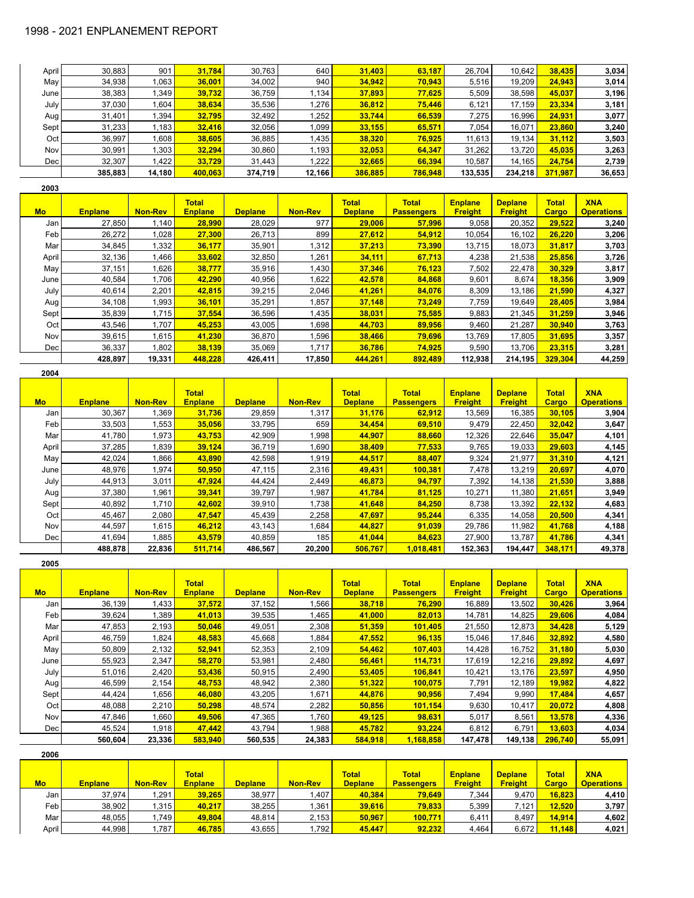# 1998 - 2021 ENPLANEMENT REPORT

| Mo | Enplane | Non-Rev | Total Enplane | Deplane | Non-Rev | Total Deplane | Total Passengers | Enplane Freight | Deplane Freight | Total Cargo | XNA Operations |
|---|---|---|---|---|---|---|---|---|---|---|---|
| April | 30,883 | 901 | 31,784 | 30,763 | 640 | 31,403 | 63,187 | 26,704 | 10,642 | 38,435 | 3,034 |
| May | 34,938 | 1,063 | 36,001 | 34,002 | 940 | 34,942 | 70,943 | 5,516 | 19,209 | 24,943 | 3,014 |
| June | 38,383 | 1,349 | 39,732 | 36,759 | 1,134 | 37,893 | 77,625 | 5,509 | 38,598 | 45,037 | 3,196 |
| July | 37,030 | 1,604 | 38,634 | 35,536 | 1,276 | 36,812 | 75,446 | 6,121 | 17,159 | 23,334 | 3,181 |
| Aug | 31,401 | 1,394 | 32,795 | 32,492 | 1,252 | 33,744 | 66,539 | 7,275 | 16,996 | 24,931 | 3,077 |
| Sept | 31,233 | 1,183 | 32,416 | 32,056 | 1,099 | 33,155 | 65,571 | 7,054 | 16,071 | 23,860 | 3,240 |
| Oct | 36,997 | 1,608 | 38,605 | 36,885 | 1,435 | 38,320 | 76,925 | 11,613 | 19,134 | 31,112 | 3,503 |
| Nov | 30,991 | 1,303 | 32,294 | 30,860 | 1,193 | 32,053 | 64,347 | 31,262 | 13,720 | 45,035 | 3,263 |
| Dec | 32,307 | 1,422 | 33,729 | 31,443 | 1,222 | 32,665 | 66,394 | 10,587 | 14,165 | 24,754 | 2,739 |
| | 385,883 | 14,180 | 400,063 | 374,719 | 12,166 | 386,885 | 786,948 | 133,535 | 234,218 | 371,987 | 36,653 |

**2003**

| Mo | Enplane | Non-Rev | Total Enplane | Deplane | Non-Rev | Total Deplane | Total Passengers | Enplane Freight | Deplane Freight | Total Cargo | XNA Operations |
|---|---|---|---|---|---|---|---|---|---|---|---|
| Jan | 27,850 | 1,140 | 28,990 | 28,029 | 977 | 29,006 | 57,996 | 9,058 | 20,352 | 29,522 | 3,240 |
| Feb | 26,272 | 1,028 | 27,300 | 26,713 | 899 | 27,612 | 54,912 | 10,054 | 16,102 | 26,220 | 3,206 |
| Mar | 34,845 | 1,332 | 36,177 | 35,901 | 1,312 | 37,213 | 73,390 | 13,715 | 18,073 | 31,817 | 3,703 |
| April | 32,136 | 1,466 | 33,602 | 32,850 | 1,261 | 34,111 | 67,713 | 4,238 | 21,538 | 25,856 | 3,726 |
| May | 37,151 | 1,626 | 38,777 | 35,916 | 1,430 | 37,346 | 76,123 | 7,502 | 22,478 | 30,329 | 3,817 |
| June | 40,584 | 1,706 | 42,290 | 40,956 | 1,622 | 42,578 | 84,868 | 9,601 | 8,674 | 18,356 | 3,909 |
| July | 40,614 | 2,201 | 42,815 | 39,215 | 2,046 | 41,261 | 84,076 | 8,309 | 13,186 | 21,590 | 4,327 |
| Aug | 34,108 | 1,993 | 36,101 | 35,291 | 1,857 | 37,148 | 73,249 | 7,759 | 19,649 | 28,405 | 3,984 |
| Sept | 35,839 | 1,715 | 37,554 | 36,596 | 1,435 | 38,031 | 75,585 | 9,883 | 21,345 | 31,259 | 3,946 |
| Oct | 43,546 | 1,707 | 45,253 | 43,005 | 1,698 | 44,703 | 89,956 | 9,460 | 21,287 | 30,940 | 3,763 |
| Nov | 39,615 | 1,615 | 41,230 | 36,870 | 1,596 | 38,466 | 79,696 | 13,769 | 17,805 | 31,695 | 3,357 |
| Dec | 36,337 | 1,802 | 38,139 | 35,069 | 1,717 | 36,786 | 74,925 | 9,590 | 13,706 | 23,315 | 3,281 |
| | 428,897 | 19,331 | 448,228 | 426,411 | 17,850 | 444,261 | 892,489 | 112,938 | 214,195 | 329,304 | 44,259 |

**2004**

| Mo | Enplane | Non-Rev | Total Enplane | Deplane | Non-Rev | Total Deplane | Total Passengers | Enplane Freight | Deplane Freight | Total Cargo | XNA Operations |
|---|---|---|---|---|---|---|---|---|---|---|---|
| Jan | 30,367 | 1,369 | 31,736 | 29,859 | 1,317 | 31,176 | 62,912 | 13,569 | 16,385 | 30,105 | 3,904 |
| Feb | 33,503 | 1,553 | 35,056 | 33,795 | 659 | 34,454 | 69,510 | 9,479 | 22,450 | 32,042 | 3,647 |
| Mar | 41,780 | 1,973 | 43,753 | 42,909 | 1,998 | 44,907 | 88,660 | 12,326 | 22,646 | 35,047 | 4,101 |
| April | 37,285 | 1,839 | 39,124 | 36,719 | 1,690 | 38,409 | 77,533 | 9,765 | 19,033 | 29,603 | 4,145 |
| May | 42,024 | 1,866 | 43,890 | 42,598 | 1,919 | 44,517 | 88,407 | 9,324 | 21,977 | 31,310 | 4,121 |
| June | 48,976 | 1,974 | 50,950 | 47,115 | 2,316 | 49,431 | 100,381 | 7,478 | 13,219 | 20,697 | 4,070 |
| July | 44,913 | 3,011 | 47,924 | 44,424 | 2,449 | 46,873 | 94,797 | 7,392 | 14,138 | 21,530 | 3,888 |
| Aug | 37,380 | 1,961 | 39,341 | 39,797 | 1,987 | 41,784 | 81,125 | 10,271 | 11,380 | 21,651 | 3,949 |
| Sept | 40,892 | 1,710 | 42,602 | 39,910 | 1,738 | 41,648 | 84,250 | 8,738 | 13,392 | 22,132 | 4,683 |
| Oct | 45,467 | 2,080 | 47,547 | 45,439 | 2,258 | 47,697 | 95,244 | 6,335 | 14,058 | 20,500 | 4,341 |
| Nov | 44,597 | 1,615 | 46,212 | 43,143 | 1,684 | 44,827 | 91,039 | 29,786 | 11,982 | 41,768 | 4,188 |
| Dec | 41,694 | 1,885 | 43,579 | 40,859 | 185 | 41,044 | 84,623 | 27,900 | 13,787 | 41,786 | 4,341 |
| | 488,878 | 22,836 | 511,714 | 486,567 | 20,200 | 506,767 | 1,018,481 | 152,363 | 194,447 | 348,171 | 49,378 |

**2005**

| Mo | Enplane | Non-Rev | Total Enplane | Deplane | Non-Rev | Total Deplane | Total Passengers | Enplane Freight | Deplane Freight | Total Cargo | XNA Operations |
|---|---|---|---|---|---|---|---|---|---|---|---|
| Jan | 36,139 | 1,433 | 37,572 | 37,152 | 1,566 | 38,718 | 76,290 | 16,889 | 13,502 | 30,426 | 3,964 |
| Feb | 39,624 | 1,389 | 41,013 | 39,535 | 1,465 | 41,000 | 82,013 | 14,781 | 14,825 | 29,606 | 4,084 |
| Mar | 47,853 | 2,193 | 50,046 | 49,051 | 2,308 | 51,359 | 101,405 | 21,550 | 12,873 | 34,428 | 5,129 |
| April | 46,759 | 1,824 | 48,583 | 45,668 | 1,884 | 47,552 | 96,135 | 15,046 | 17,846 | 32,892 | 4,580 |
| May | 50,809 | 2,132 | 52,941 | 52,353 | 2,109 | 54,462 | 107,403 | 14,428 | 16,752 | 31,180 | 5,030 |
| June | 55,923 | 2,347 | 58,270 | 53,981 | 2,480 | 56,461 | 114,731 | 17,619 | 12,216 | 29,892 | 4,697 |
| July | 51,016 | 2,420 | 53,436 | 50,915 | 2,490 | 53,405 | 106,841 | 10,421 | 13,176 | 23,597 | 4,950 |
| Aug | 46,599 | 2,154 | 48,753 | 48,942 | 2,380 | 51,322 | 100,075 | 7,791 | 12,189 | 19,982 | 4,822 |
| Sept | 44,424 | 1,656 | 46,080 | 43,205 | 1,671 | 44,876 | 90,956 | 7,494 | 9,990 | 17,484 | 4,657 |
| Oct | 48,088 | 2,210 | 50,298 | 48,574 | 2,282 | 50,856 | 101,154 | 9,630 | 10,417 | 20,072 | 4,808 |
| Nov | 47,846 | 1,660 | 49,506 | 47,365 | 1,760 | 49,125 | 98,631 | 5,017 | 8,561 | 13,578 | 4,336 |
| Dec | 45,524 | 1,918 | 47,442 | 43,794 | 1,988 | 45,782 | 93,224 | 6,812 | 6,791 | 13,603 | 4,034 |
| | 560,604 | 23,336 | 583,940 | 560,535 | 24,383 | 584,918 | 1,168,858 | 147,478 | 149,138 | 296,740 | 55,091 |

**2006**

| Mo | Enplane | Non-Rev | Total Enplane | Deplane | Non-Rev | Total Deplane | Total Passengers | Enplane Freight | Deplane Freight | Total Cargo | XNA Operations |
|---|---|---|---|---|---|---|---|---|---|---|---|
| Jan | 37,974 | 1,291 | 39,265 | 38,977 | 1,407 | 40,384 | 79,649 | 7,344 | 9,470 | 16,823 | 4,410 |
| Feb | 38,902 | 1,315 | 40,217 | 38,255 | 1,361 | 39,616 | 79,833 | 5,399 | 7,121 | 12,520 | 3,797 |
| Mar | 48,055 | 1,749 | 49,804 | 48,814 | 2,153 | 50,967 | 100,771 | 6,411 | 8,497 | 14,914 | 4,602 |
| April | 44,998 | 1,787 | 46,785 | 43,655 | 1,792 | 45,447 | 92,232 | 4,464 | 6,672 | 11,148 | 4,021 |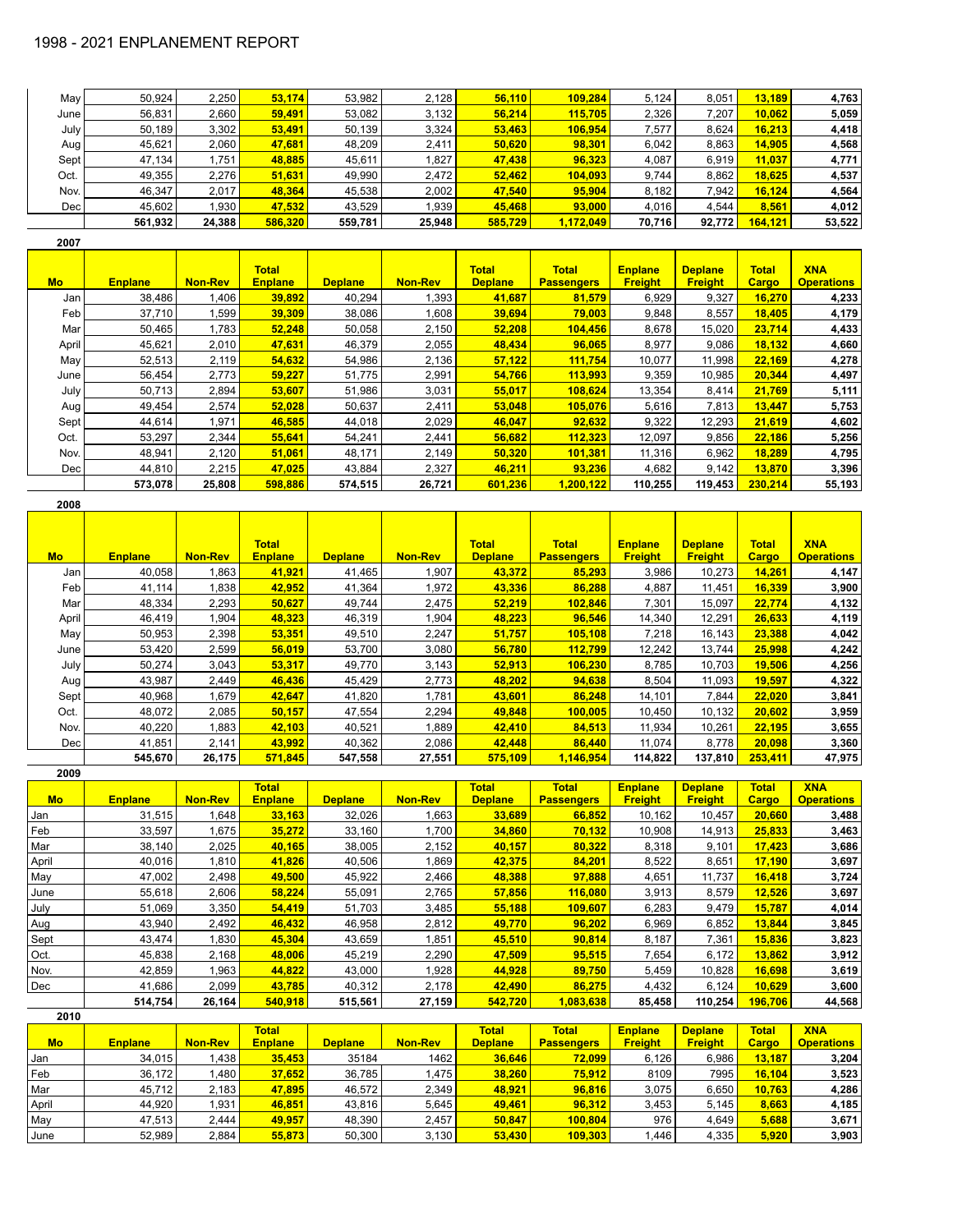# 1998 - 2021 ENPLANEMENT REPORT

| Mo | Enplane | Non-Rev | Total Enplane | Deplane | Non-Rev | Total Deplane | Total Passengers | Enplane Freight | Deplane Freight | Total Cargo | XNA Operations |
|---|---|---|---|---|---|---|---|---|---|---|---|
| May | 50,924 | 2,250 | 53,174 | 53,982 | 2,128 | 56,110 | 109,284 | 5,124 | 8,051 | 13,189 | 4,763 |
| June | 56,831 | 2,660 | 59,491 | 53,082 | 3,132 | 56,214 | 115,705 | 2,326 | 7,207 | 10,062 | 5,059 |
| July | 50,189 | 3,302 | 53,491 | 50,139 | 3,324 | 53,463 | 106,954 | 7,577 | 8,624 | 16,213 | 4,418 |
| Aug | 45,621 | 2,060 | 47,681 | 48,209 | 2,411 | 50,620 | 98,301 | 6,042 | 8,863 | 14,905 | 4,568 |
| Sept | 47,134 | 1,751 | 48,885 | 45,611 | 1,827 | 47,438 | 96,323 | 4,087 | 6,919 | 11,037 | 4,771 |
| Oct. | 49,355 | 2,276 | 51,631 | 49,990 | 2,472 | 52,462 | 104,093 | 9,744 | 8,862 | 18,625 | 4,537 |
| Nov. | 46,347 | 2,017 | 48,364 | 45,538 | 2,002 | 47,540 | 95,904 | 8,182 | 7,942 | 16,124 | 4,564 |
| Dec | 45,602 | 1,930 | 47,532 | 43,529 | 1,939 | 45,468 | 93,000 | 4,016 | 4,544 | 8,561 | 4,012 |
| | 561,932 | 24,388 | 586,320 | 559,781 | 25,948 | 585,729 | 1,172,049 | 70,716 | 92,772 | 164,121 | 53,522 |

**2007**

| Mo | Enplane | Non-Rev | Total Enplane | Deplane | Non-Rev | Total Deplane | Total Passengers | Enplane Freight | Deplane Freight | Total Cargo | XNA Operations |
|---|---|---|---|---|---|---|---|---|---|---|---|
| Jan | 38,486 | 1,406 | 39,892 | 40,294 | 1,393 | 41,687 | 81,579 | 6,929 | 9,327 | 16,270 | 4,233 |
| Feb | 37,710 | 1,599 | 39,309 | 38,086 | 1,608 | 39,694 | 79,003 | 9,848 | 8,557 | 18,405 | 4,179 |
| Mar | 50,465 | 1,783 | 52,248 | 50,058 | 2,150 | 52,208 | 104,456 | 8,678 | 15,020 | 23,714 | 4,433 |
| April | 45,621 | 2,010 | 47,631 | 46,379 | 2,055 | 48,434 | 96,065 | 8,977 | 9,086 | 18,132 | 4,660 |
| May | 52,513 | 2,119 | 54,632 | 54,986 | 2,136 | 57,122 | 111,754 | 10,077 | 11,998 | 22,169 | 4,278 |
| June | 56,454 | 2,773 | 59,227 | 51,775 | 2,991 | 54,766 | 113,993 | 9,359 | 10,985 | 20,344 | 4,497 |
| July | 50,713 | 2,894 | 53,607 | 51,986 | 3,031 | 55,017 | 108,624 | 13,354 | 8,414 | 21,769 | 5,111 |
| Aug | 49,454 | 2,574 | 52,028 | 50,637 | 2,411 | 53,048 | 105,076 | 5,616 | 7,813 | 13,447 | 5,753 |
| Sept | 44,614 | 1,971 | 46,585 | 44,018 | 2,029 | 46,047 | 92,632 | 9,322 | 12,293 | 21,619 | 4,602 |
| Oct. | 53,297 | 2,344 | 55,641 | 54,241 | 2,441 | 56,682 | 112,323 | 12,097 | 9,856 | 22,186 | 5,256 |
| Nov. | 48,941 | 2,120 | 51,061 | 48,171 | 2,149 | 50,320 | 101,381 | 11,316 | 6,962 | 18,289 | 4,795 |
| Dec | 44,810 | 2,215 | 47,025 | 43,884 | 2,327 | 46,211 | 93,236 | 4,682 | 9,142 | 13,870 | 3,396 |
| | 573,078 | 25,808 | 598,886 | 574,515 | 26,721 | 601,236 | 1,200,122 | 110,255 | 119,453 | 230,214 | 55,193 |

**2008**

| Mo | Enplane | Non-Rev | Total Enplane | Deplane | Non-Rev | Total Deplane | Total Passengers | Enplane Freight | Deplane Freight | Total Cargo | XNA Operations |
|---|---|---|---|---|---|---|---|---|---|---|---|
| Jan | 40,058 | 1,863 | 41,921 | 41,465 | 1,907 | 43,372 | 85,293 | 3,986 | 10,273 | 14,261 | 4,147 |
| Feb | 41,114 | 1,838 | 42,952 | 41,364 | 1,972 | 43,336 | 86,288 | 4,887 | 11,451 | 16,339 | 3,900 |
| Mar | 48,334 | 2,293 | 50,627 | 49,744 | 2,475 | 52,219 | 102,846 | 7,301 | 15,097 | 22,774 | 4,132 |
| April | 46,419 | 1,904 | 48,323 | 46,319 | 1,904 | 48,223 | 96,546 | 14,340 | 12,291 | 26,633 | 4,119 |
| May | 50,953 | 2,398 | 53,351 | 49,510 | 2,247 | 51,757 | 105,108 | 7,218 | 16,143 | 23,388 | 4,042 |
| June | 53,420 | 2,599 | 56,019 | 53,700 | 3,080 | 56,780 | 112,799 | 12,242 | 13,744 | 25,998 | 4,242 |
| July | 50,274 | 3,043 | 53,317 | 49,770 | 3,143 | 52,913 | 106,230 | 8,785 | 10,703 | 19,506 | 4,256 |
| Aug | 43,987 | 2,449 | 46,436 | 45,429 | 2,773 | 48,202 | 94,638 | 8,504 | 11,093 | 19,597 | 4,322 |
| Sept | 40,968 | 1,679 | 42,647 | 41,820 | 1,781 | 43,601 | 86,248 | 14,101 | 7,844 | 22,020 | 3,841 |
| Oct. | 48,072 | 2,085 | 50,157 | 47,554 | 2,294 | 49,848 | 100,005 | 10,450 | 10,132 | 20,602 | 3,959 |
| Nov. | 40,220 | 1,883 | 42,103 | 40,521 | 1,889 | 42,410 | 84,513 | 11,934 | 10,261 | 22,195 | 3,655 |
| Dec | 41,851 | 2,141 | 43,992 | 40,362 | 2,086 | 42,448 | 86,440 | 11,074 | 8,778 | 20,098 | 3,360 |
| | 545,670 | 26,175 | 571,845 | 547,558 | 27,551 | 575,109 | 1,146,954 | 114,822 | 137,810 | 253,411 | 47,975 |

**2009**

| Mo | Enplane | Non-Rev | Total Enplane | Deplane | Non-Rev | Total Deplane | Total Passengers | Enplane Freight | Deplane Freight | Total Cargo | XNA Operations |
|---|---|---|---|---|---|---|---|---|---|---|---|
| Jan | 31,515 | 1,648 | 33,163 | 32,026 | 1,663 | 33,689 | 66,852 | 10,162 | 10,457 | 20,660 | 3,488 |
| Feb | 33,597 | 1,675 | 35,272 | 33,160 | 1,700 | 34,860 | 70,132 | 10,908 | 14,913 | 25,833 | 3,463 |
| Mar | 38,140 | 2,025 | 40,165 | 38,005 | 2,152 | 40,157 | 80,322 | 8,318 | 9,101 | 17,423 | 3,686 |
| April | 40,016 | 1,810 | 41,826 | 40,506 | 1,869 | 42,375 | 84,201 | 8,522 | 8,651 | 17,190 | 3,697 |
| May | 47,002 | 2,498 | 49,500 | 45,922 | 2,466 | 48,388 | 97,888 | 4,651 | 11,737 | 16,418 | 3,724 |
| June | 55,618 | 2,606 | 58,224 | 55,091 | 2,765 | 57,856 | 116,080 | 3,913 | 8,579 | 12,526 | 3,697 |
| July | 51,069 | 3,350 | 54,419 | 51,703 | 3,485 | 55,188 | 109,607 | 6,283 | 9,479 | 15,787 | 4,014 |
| Aug | 43,940 | 2,492 | 46,432 | 46,958 | 2,812 | 49,770 | 96,202 | 6,969 | 6,852 | 13,844 | 3,845 |
| Sept | 43,474 | 1,830 | 45,304 | 43,659 | 1,851 | 45,510 | 90,814 | 8,187 | 7,361 | 15,836 | 3,823 |
| Oct. | 45,838 | 2,168 | 48,006 | 45,219 | 2,290 | 47,509 | 95,515 | 7,654 | 6,172 | 13,862 | 3,912 |
| Nov. | 42,859 | 1,963 | 44,822 | 43,000 | 1,928 | 44,928 | 89,750 | 5,459 | 10,828 | 16,698 | 3,619 |
| Dec | 41,686 | 2,099 | 43,785 | 40,312 | 2,178 | 42,490 | 86,275 | 4,432 | 6,124 | 10,629 | 3,600 |
| | 514,754 | 26,164 | 540,918 | 515,561 | 27,159 | 542,720 | 1,083,638 | 85,458 | 110,254 | 196,706 | 44,568 |

**2010**

| Mo | Enplane | Non-Rev | Total Enplane | Deplane | Non-Rev | Total Deplane | Total Passengers | Enplane Freight | Deplane Freight | Total Cargo | XNA Operations |
|---|---|---|---|---|---|---|---|---|---|---|---|
| Jan | 34,015 | 1,438 | 35,453 | 35184 | 1462 | 36,646 | 72,099 | 6,126 | 6,986 | 13,187 | 3,204 |
| Feb | 36,172 | 1,480 | 37,652 | 36,785 | 1,475 | 38,260 | 75,912 | 8109 | 7995 | 16,104 | 3,523 |
| Mar | 45,712 | 2,183 | 47,895 | 46,572 | 2,349 | 48,921 | 96,816 | 3,075 | 6,650 | 10,763 | 4,286 |
| April | 44,920 | 1,931 | 46,851 | 43,816 | 5,645 | 49,461 | 96,312 | 3,453 | 5,145 | 8,663 | 4,185 |
| May | 47,513 | 2,444 | 49,957 | 48,390 | 2,457 | 50,847 | 100,804 | 976 | 4,649 | 5,688 | 3,671 |
| June | 52,989 | 2,884 | 55,873 | 50,300 | 3,130 | 53,430 | 109,303 | 1,446 | 4,335 | 5,920 | 3,903 |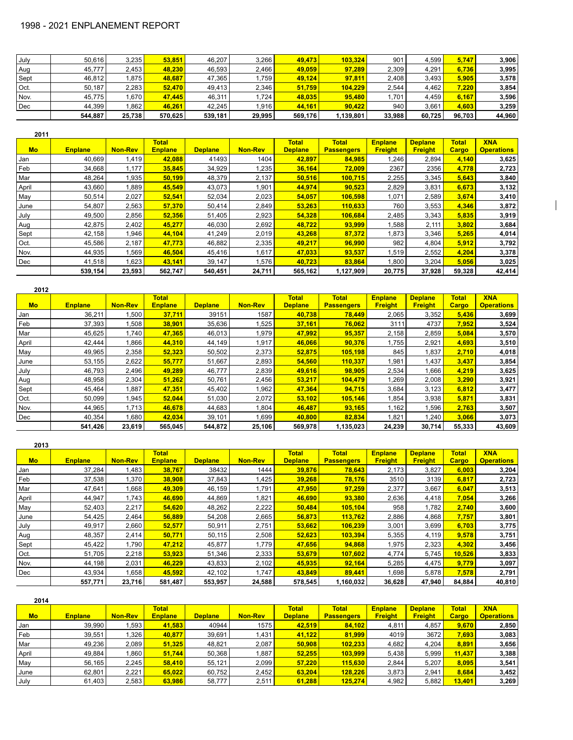# 1998 - 2021 ENPLANEMENT REPORT

| Mo | Enplane | Non-Rev | Total Enplane | Deplane | Non-Rev | Total Deplane | Total Passengers | Enplane Freight | Deplane Freight | Total Cargo | XNA Operations |
|---|---|---|---|---|---|---|---|---|---|---|---|
| July | 50,616 | 3,235 | **53,851** | 46,207 | 3,266 | **49,473** | **103,324** | 901 | 4,599 | **5,747** | **3,906** |
| Aug | 45,777 | 2,453 | **48,230** | 46,593 | 2,466 | **49,059** | **97,289** | 2,309 | 4,291 | **6,736** | **3,995** |
| Sept | 46,812 | 1,875 | **48,687** | 47,365 | 1,759 | **49,124** | **97,811** | 2,408 | 3,493 | **5,905** | **3,578** |
| Oct. | 50,187 | 2,283 | **52,470** | 49,413 | 2,346 | **51,759** | **104,229** | 2,544 | 4,462 | **7,220** | **3,854** |
| Nov. | 45,775 | 1,670 | **47,445** | 46,311 | 1,724 | **48,035** | **95,480** | 1,701 | 4,459 | **6,167** | **3,596** |
| Dec | 44,399 | 1,862 | **46,261** | 42,245 | 1,916 | **44,161** | **90,422** | 940 | 3,661 | **4,603** | **3,259** |
| | **544,887** | **25,738** | **570,625** | **539,181** | **29,995** | **569,176** | **1,139,801** | **33,988** | **60,725** | **96,703** | **44,960** |

**2011**

| Mo | Enplane | Non-Rev | Total Enplane | Deplane | Non-Rev | Total Deplane | Total Passengers | Enplane Freight | Deplane Freight | Total Cargo | XNA Operations |
|---|---|---|---|---|---|---|---|---|---|---|---|
| Jan | 40,669 | 1,419 | **42,088** | 41493 | 1404 | **42,897** | **84,985** | 1,246 | 2,894 | **4,140** | **3,625** |
| Feb | 34,668 | 1,177 | **35,845** | 34,929 | 1,235 | **36,164** | **72,009** | 2367 | 2356 | **4,778** | **2,723** |
| Mar | 48,264 | 1,935 | **50,199** | 48,379 | 2,137 | **50,516** | **100,715** | 2,255 | 3,345 | **5,643** | **3,840** |
| April | 43,660 | 1,889 | **45,549** | 43,073 | 1,901 | **44,974** | **90,523** | 2,829 | 3,831 | **6,673** | **3,132** |
| May | 50,514 | 2,027 | **52,541** | 52,034 | 2,023 | **54,057** | **106,598** | 1,071 | 2,589 | **3,674** | **3,410** |
| June | 54,807 | 2,563 | **57,370** | 50,414 | 2,849 | **53,263** | **110,633** | 760 | 3,553 | **4,346** | **3,872** |
| July | 49,500 | 2,856 | **52,356** | 51,405 | 2,923 | **54,328** | **106,684** | 2,485 | 3,343 | **5,835** | **3,919** |
| Aug | 42,875 | 2,402 | **45,277** | 46,030 | 2,692 | **48,722** | **93,999** | 1,588 | 2,111 | **3,802** | **3,684** |
| Sept | 42,158 | 1,946 | **44,104** | 41,249 | 2,019 | **43,268** | **87,372** | 1,873 | 3,346 | **5,265** | **4,014** |
| Oct. | 45,586 | 2,187 | **47,773** | 46,882 | 2,335 | **49,217** | **96,990** | 982 | 4,804 | **5,912** | **3,792** |
| Nov. | 44,935 | 1,569 | **46,504** | 45,416 | 1,617 | **47,033** | **93,537** | 1,519 | 2,552 | **4,204** | **3,378** |
| Dec | 41,518 | 1,623 | **43,141** | 39,147 | 1,576 | **40,723** | **83,864** | 1,800 | 3,204 | **5,056** | **3,025** |
| | **539,154** | **23,593** | **562,747** | **540,451** | **24,711** | **565,162** | **1,127,909** | **20,775** | **37,928** | **59,328** | **42,414** |

**2012**

| Mo | Enplane | Non-Rev | Total Enplane | Deplane | Non-Rev | Total Deplane | Total Passengers | Enplane Freight | Deplane Freight | Total Cargo | XNA Operations |
|---|---|---|---|---|---|---|---|---|---|---|---|
| Jan | 36,211 | 1,500 | **37,711** | 39151 | 1587 | **40,738** | **78,449** | 2,065 | 3,352 | **5,436** | **3,699** |
| Feb | 37,393 | 1,508 | **38,901** | 35,636 | 1,525 | **37,161** | **76,062** | 3111 | 4737 | **7,952** | **3,524** |
| Mar | 45,625 | 1,740 | **47,365** | 46,013 | 1,979 | **47,992** | **95,357** | 2,158 | 2,859 | **5,084** | **3,570** |
| April | 42,444 | 1,866 | **44,310** | 44,149 | 1,917 | **46,066** | **90,376** | 1,755 | 2,921 | **4,693** | **3,510** |
| May | 49,965 | 2,358 | **52,323** | 50,502 | 2,373 | **52,875** | **105,198** | 845 | 1,837 | **2,710** | **4,018** |
| June | 53,155 | 2,622 | **55,777** | 51,667 | 2,893 | **54,560** | **110,337** | 1,981 | 1,437 | **3,437** | **3,854** |
| July | 46,793 | 2,496 | **49,289** | 46,777 | 2,839 | **49,616** | **98,905** | 2,534 | 1,666 | **4,219** | **3,625** |
| Aug | 48,958 | 2,304 | **51,262** | 50,761 | 2,456 | **53,217** | **104,479** | 1,269 | 2,008 | **3,290** | **3,921** |
| Sept | 45,464 | 1,887 | **47,351** | 45,402 | 1,962 | **47,364** | **94,715** | 3,684 | 3,123 | **6,812** | **3,477** |
| Oct. | 50,099 | 1,945 | **52,044** | 51,030 | 2,072 | **53,102** | **105,146** | 1,854 | 3,938 | **5,871** | **3,831** |
| Nov. | 44,965 | 1,713 | **46,678** | 44,683 | 1,804 | **46,487** | **93,165** | 1,162 | 1,596 | **2,763** | **3,507** |
| Dec | 40,354 | 1,680 | **42,034** | 39,101 | 1,699 | **40,800** | **82,834** | 1,821 | 1,240 | **3,066** | **3,073** |
| | **541,426** | **23,619** | **565,045** | **544,872** | **25,106** | **569,978** | **1,135,023** | **24,239** | **30,714** | **55,333** | **43,609** |

**2013**

| Mo | Enplane | Non-Rev | Total Enplane | Deplane | Non-Rev | Total Deplane | Total Passengers | Enplane Freight | Deplane Freight | Total Cargo | XNA Operations |
|---|---|---|---|---|---|---|---|---|---|---|---|
| Jan | 37,284 | 1,483 | **38,767** | 38432 | 1444 | **39,876** | **78,643** | 2,173 | 3,827 | **6,003** | **3,204** |
| Feb | 37,538 | 1,370 | **38,908** | 37,843 | 1,425 | **39,268** | **78,176** | 3510 | 3139 | **6,817** | **2,723** |
| Mar | 47,641 | 1,668 | **49,309** | 46,159 | 1,791 | **47,950** | **97,259** | 2,377 | 3,667 | **6,047** | **3,513** |
| April | 44,947 | 1,743 | **46,690** | 44,869 | 1,821 | **46,690** | **93,380** | 2,636 | 4,418 | **7,054** | **3,266** |
| May | 52,403 | 2,217 | **54,620** | 48,262 | 2,222 | **50,484** | **105,104** | 958 | 1,782 | **2,740** | **3,600** |
| June | 54,425 | 2,464 | **56,889** | 54,208 | 2,665 | **56,873** | **113,762** | 2,886 | 4,868 | **7,757** | **3,801** |
| July | 49,917 | 2,660 | **52,577** | 50,911 | 2,751 | **53,662** | **106,239** | 3,001 | 3,699 | **6,703** | **3,775** |
| Aug | 48,357 | 2,414 | **50,771** | 50,115 | 2,508 | **52,623** | **103,394** | 5,355 | 4,119 | **9,578** | **3,751** |
| Sept | 45,422 | 1,790 | **47,212** | 45,877 | 1,779 | **47,656** | **94,868** | 1,975 | 2,323 | **4,302** | **3,456** |
| Oct. | 51,705 | 2,218 | **53,923** | 51,346 | 2,333 | **53,679** | **107,602** | 4,774 | 5,745 | **10,526** | **3,833** |
| Nov. | 44,198 | 2,031 | **46,229** | 43,833 | 2,102 | **45,935** | **92,164** | 5,285 | 4,475 | **9,779** | **3,097** |
| Dec | 43,934 | 1,658 | **45,592** | 42,102 | 1,747 | **43,849** | **89,441** | 1,698 | 5,878 | **7,578** | **2,791** |
| | **557,771** | **23,716** | **581,487** | **553,957** | **24,588** | **578,545** | **1,160,032** | **36,628** | **47,940** | **84,884** | **40,810** |

**2014**

| Mo | Enplane | Non-Rev | Total Enplane | Deplane | Non-Rev | Total Deplane | Total Passengers | Enplane Freight | Deplane Freight | Total Cargo | XNA Operations |
|---|---|---|---|---|---|---|---|---|---|---|---|
| Jan | 39,990 | 1,593 | **41,583** | 40944 | 1575 | **42,519** | **84,102** | 4,811 | 4,857 | **9,670** | **2,850** |
| Feb | 39,551 | 1,326 | **40,877** | 39,691 | 1,431 | **41,122** | **81,999** | 4019 | 3672 | **7,693** | **3,083** |
| Mar | 49,236 | 2,089 | **51,325** | 48,821 | 2,087 | **50,908** | **102,233** | 4,682 | 4,204 | **8,891** | **3,656** |
| April | 49,884 | 1,860 | **51,744** | 50,368 | 1,887 | **52,255** | **103,999** | 5,438 | 5,999 | **11,437** | **3,388** |
| May | 56,165 | 2,245 | **58,410** | 55,121 | 2,099 | **57,220** | **115,630** | 2,844 | 5,207 | **8,095** | **3,541** |
| June | 62,801 | 2,221 | **65,022** | 60,752 | 2,452 | **63,204** | **128,226** | 3,873 | 2,941 | **8,684** | **3,452** |
| July | 61,403 | 2,583 | **63,986** | 58,777 | 2,511 | **61,288** | **125,274** | 4,982 | 5,882 | **13,401** | **3,269** |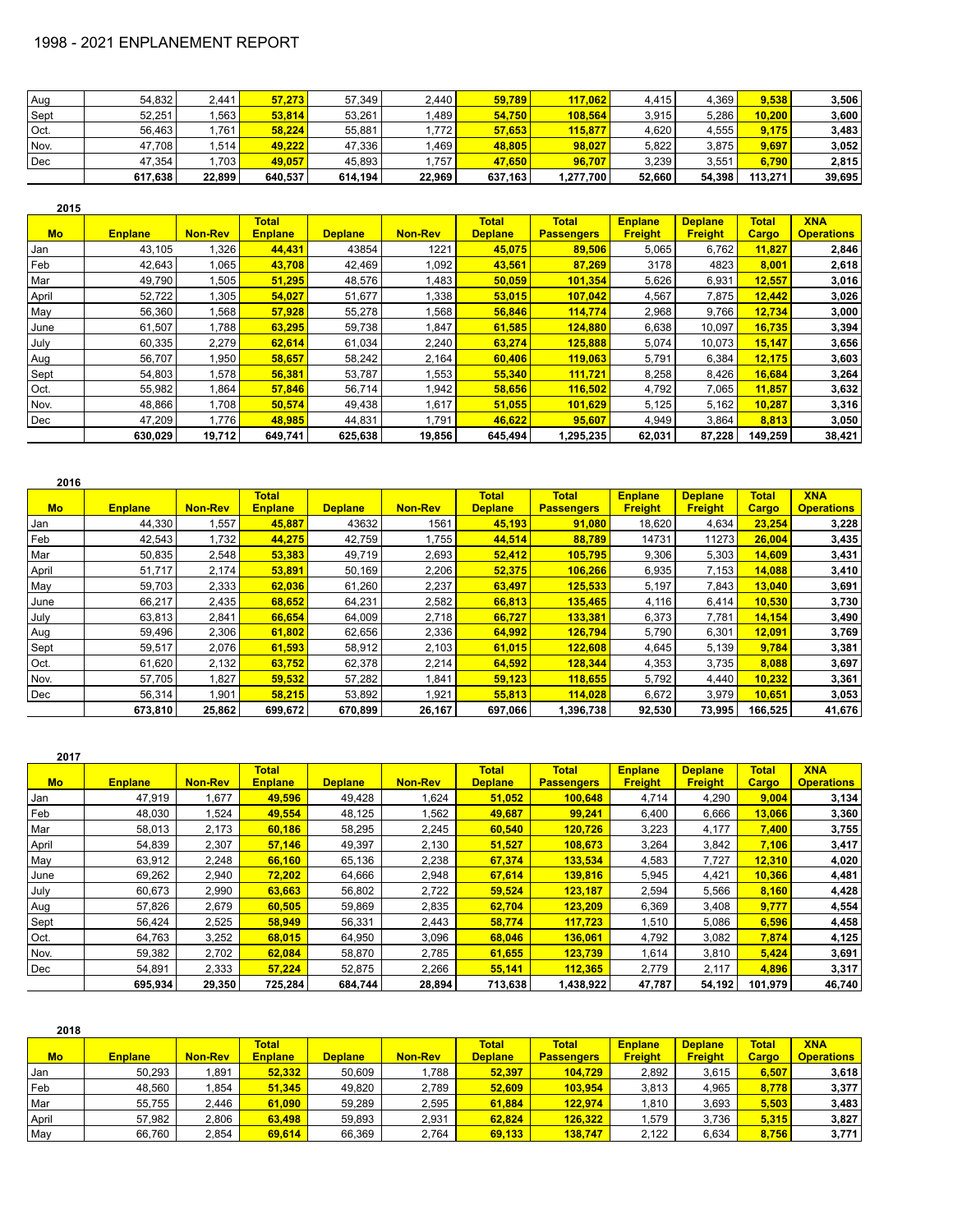# 1998 - 2021 ENPLANEMENT REPORT

| Mo | Enplane | Non-Rev | Total Enplane | Deplane | Non-Rev | Total Deplane | Total Passengers | Enplane Freight | Deplane Freight | Total Cargo | XNA Operations |
|---|---|---|---|---|---|---|---|---|---|---|---|
| Aug | 54,832 | 2,441 | **57,273** | 57,349 | 2,440 | **59,789** | **117,062** | 4,415 | 4,369 | **9,538** | **3,506** |
| Sept | 52,251 | 1,563 | **53,814** | 53,261 | 1,489 | **54,750** | **108,564** | 3,915 | 5,286 | **10,200** | **3,600** |
| Oct. | 56,463 | 1,761 | **58,224** | 55,881 | 1,772 | **57,653** | **115,877** | 4,620 | 4,555 | **9,175** | **3,483** |
| Nov. | 47,708 | 1,514 | **49,222** | 47,336 | 1,469 | **48,805** | **98,027** | 5,822 | 3,875 | **9,697** | **3,052** |
| Dec | 47,354 | 1,703 | **49,057** | 45,893 | 1,757 | **47,650** | **96,707** | 3,239 | 3,551 | **6,790** | **2,815** |
| | **617,638** | **22,899** | **640,537** | **614,194** | **22,969** | **637,163** | **1,277,700** | **52,660** | **54,398** | **113,271** | **39,695** |

**2015**

| Mo | Enplane | Non-Rev | Total Enplane | Deplane | Non-Rev | Total Deplane | Total Passengers | Enplane Freight | Deplane Freight | Total Cargo | XNA Operations |
|---|---|---|---|---|---|---|---|---|---|---|---|
| Jan | 43,105 | 1,326 | **44,431** | 43854 | 1221 | **45,075** | **89,506** | 5,065 | 6,762 | **11,827** | **2,846** |
| Feb | 42,643 | 1,065 | **43,708** | 42,469 | 1,092 | **43,561** | **87,269** | 3178 | 4823 | **8,001** | **2,618** |
| Mar | 49,790 | 1,505 | **51,295** | 48,576 | 1,483 | **50,059** | **101,354** | 5,626 | 6,931 | **12,557** | **3,016** |
| April | 52,722 | 1,305 | **54,027** | 51,677 | 1,338 | **53,015** | **107,042** | 4,567 | 7,875 | **12,442** | **3,026** |
| May | 56,360 | 1,568 | **57,928** | 55,278 | 1,568 | **56,846** | **114,774** | 2,968 | 9,766 | **12,734** | **3,000** |
| June | 61,507 | 1,788 | **63,295** | 59,738 | 1,847 | **61,585** | **124,880** | 6,638 | 10,097 | **16,735** | **3,394** |
| July | 60,335 | 2,279 | **62,614** | 61,034 | 2,240 | **63,274** | **125,888** | 5,074 | 10,073 | **15,147** | **3,656** |
| Aug | 56,707 | 1,950 | **58,657** | 58,242 | 2,164 | **60,406** | **119,063** | 5,791 | 6,384 | **12,175** | **3,603** |
| Sept | 54,803 | 1,578 | **56,381** | 53,787 | 1,553 | **55,340** | **111,721** | 8,258 | 8,426 | **16,684** | **3,264** |
| Oct. | 55,982 | 1,864 | **57,846** | 56,714 | 1,942 | **58,656** | **116,502** | 4,792 | 7,065 | **11,857** | **3,632** |
| Nov. | 48,866 | 1,708 | **50,574** | 49,438 | 1,617 | **51,055** | **101,629** | 5,125 | 5,162 | **10,287** | **3,316** |
| Dec | 47,209 | 1,776 | **48,985** | 44,831 | 1,791 | **46,622** | **95,607** | 4,949 | 3,864 | **8,813** | **3,050** |
| | **630,029** | **19,712** | **649,741** | **625,638** | **19,856** | **645,494** | **1,295,235** | **62,031** | **87,228** | **149,259** | **38,421** |

**2016**

| Mo | Enplane | Non-Rev | Total Enplane | Deplane | Non-Rev | Total Deplane | Total Passengers | Enplane Freight | Deplane Freight | Total Cargo | XNA Operations |
|---|---|---|---|---|---|---|---|---|---|---|---|
| Jan | 44,330 | 1,557 | **45,887** | 43632 | 1561 | **45,193** | **91,080** | 18,620 | 4,634 | **23,254** | **3,228** |
| Feb | 42,543 | 1,732 | **44,275** | 42,759 | 1,755 | **44,514** | **88,789** | 14731 | 11273 | **26,004** | **3,435** |
| Mar | 50,835 | 2,548 | **53,383** | 49,719 | 2,693 | **52,412** | **105,795** | 9,306 | 5,303 | **14,609** | **3,431** |
| April | 51,717 | 2,174 | **53,891** | 50,169 | 2,206 | **52,375** | **106,266** | 6,935 | 7,153 | **14,088** | **3,410** |
| May | 59,703 | 2,333 | **62,036** | 61,260 | 2,237 | **63,497** | **125,533** | 5,197 | 7,843 | **13,040** | **3,691** |
| June | 66,217 | 2,435 | **68,652** | 64,231 | 2,582 | **66,813** | **135,465** | 4,116 | 6,414 | **10,530** | **3,730** |
| July | 63,813 | 2,841 | **66,654** | 64,009 | 2,718 | **66,727** | **133,381** | 6,373 | 7,781 | **14,154** | **3,490** |
| Aug | 59,496 | 2,306 | **61,802** | 62,656 | 2,336 | **64,992** | **126,794** | 5,790 | 6,301 | **12,091** | **3,769** |
| Sept | 59,517 | 2,076 | **61,593** | 58,912 | 2,103 | **61,015** | **122,608** | 4,645 | 5,139 | **9,784** | **3,381** |
| Oct. | 61,620 | 2,132 | **63,752** | 62,378 | 2,214 | **64,592** | **128,344** | 4,353 | 3,735 | **8,088** | **3,697** |
| Nov. | 57,705 | 1,827 | **59,532** | 57,282 | 1,841 | **59,123** | **118,655** | 5,792 | 4,440 | **10,232** | **3,361** |
| Dec | 56,314 | 1,901 | **58,215** | 53,892 | 1,921 | **55,813** | **114,028** | 6,672 | 3,979 | **10,651** | **3,053** |
| | **673,810** | **25,862** | **699,672** | **670,899** | **26,167** | **697,066** | **1,396,738** | **92,530** | **73,995** | **166,525** | **41,676** |

**2017**

| Mo | Enplane | Non-Rev | Total Enplane | Deplane | Non-Rev | Total Deplane | Total Passengers | Enplane Freight | Deplane Freight | Total Cargo | XNA Operations |
|---|---|---|---|---|---|---|---|---|---|---|---|
| Jan | 47,919 | 1,677 | **49,596** | 49,428 | 1,624 | **51,052** | **100,648** | 4,714 | 4,290 | **9,004** | **3,134** |
| Feb | 48,030 | 1,524 | **49,554** | 48,125 | 1,562 | **49,687** | **99,241** | 6,400 | 6,666 | **13,066** | **3,360** |
| Mar | 58,013 | 2,173 | **60,186** | 58,295 | 2,245 | **60,540** | **120,726** | 3,223 | 4,177 | **7,400** | **3,755** |
| April | 54,839 | 2,307 | **57,146** | 49,397 | 2,130 | **51,527** | **108,673** | 3,264 | 3,842 | **7,106** | **3,417** |
| May | 63,912 | 2,248 | **66,160** | 65,136 | 2,238 | **67,374** | **133,534** | 4,583 | 7,727 | **12,310** | **4,020** |
| June | 69,262 | 2,940 | **72,202** | 64,666 | 2,948 | **67,614** | **139,816** | 5,945 | 4,421 | **10,366** | **4,481** |
| July | 60,673 | 2,990 | **63,663** | 56,802 | 2,722 | **59,524** | **123,187** | 2,594 | 5,566 | **8,160** | **4,428** |
| Aug | 57,826 | 2,679 | **60,505** | 59,869 | 2,835 | **62,704** | **123,209** | 6,369 | 3,408 | **9,777** | **4,554** |
| Sept | 56,424 | 2,525 | **58,949** | 56,331 | 2,443 | **58,774** | **117,723** | 1,510 | 5,086 | **6,596** | **4,458** |
| Oct. | 64,763 | 3,252 | **68,015** | 64,950 | 3,096 | **68,046** | **136,061** | 4,792 | 3,082 | **7,874** | **4,125** |
| Nov. | 59,382 | 2,702 | **62,084** | 58,870 | 2,785 | **61,655** | **123,739** | 1,614 | 3,810 | **5,424** | **3,691** |
| Dec | 54,891 | 2,333 | **57,224** | 52,875 | 2,266 | **55,141** | **112,365** | 2,779 | 2,117 | **4,896** | **3,317** |
| | **695,934** | **29,350** | **725,284** | **684,744** | **28,894** | **713,638** | **1,438,922** | **47,787** | **54,192** | **101,979** | **46,740** |

**2018**

| Mo | Enplane | Non-Rev | Total Enplane | Deplane | Non-Rev | Total Deplane | Total Passengers | Enplane Freight | Deplane Freight | Total Cargo | XNA Operations |
|---|---|---|---|---|---|---|---|---|---|---|---|
| Jan | 50,293 | 1,891 | **52,332** | 50,609 | 1,788 | **52,397** | **104,729** | 2,892 | 3,615 | **6,507** | **3,618** |
| Feb | 48,560 | 1,854 | **51,345** | 49,820 | 2,789 | **52,609** | **103,954** | 3,813 | 4,965 | **8,778** | **3,377** |
| Mar | 55,755 | 2,446 | **61,090** | 59,289 | 2,595 | **61,884** | **122,974** | 1,810 | 3,693 | **5,503** | **3,483** |
| April | 57,982 | 2,806 | **63,498** | 59,893 | 2,931 | **62,824** | **126,322** | 1,579 | 3,736 | **5,315** | **3,827** |
| May | 66,760 | 2,854 | **69,614** | 66,369 | 2,764 | **69,133** | **138,747** | 2,122 | 6,634 | **8,756** | **3,771** |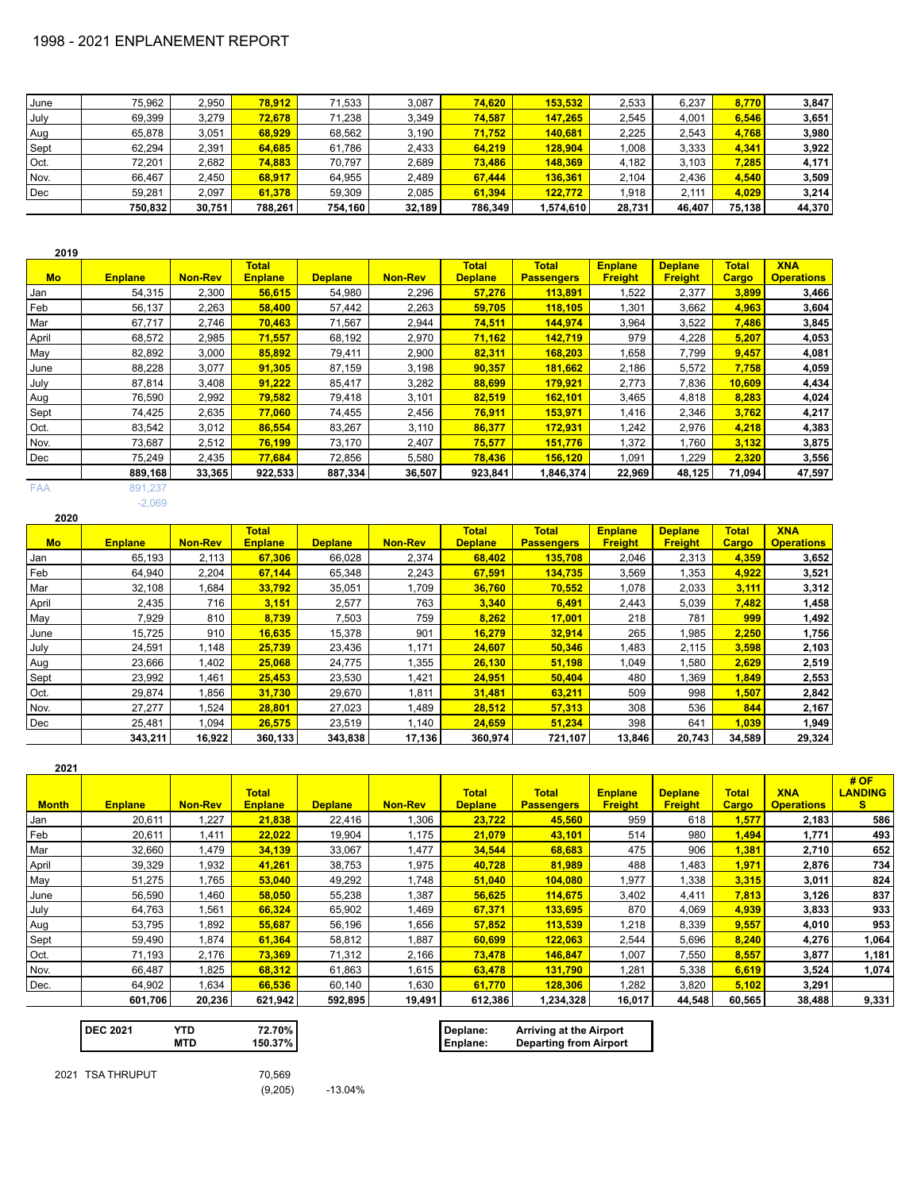# 1998 - 2021 ENPLANEMENT REPORT

| | | | | | | | | | | | |
|---|---|---|---|---|---|---|---|---|---|---|---|
| June | 75,962 | 2,950 | **78,912** | 71,533 | 3,087 | **74,620** | **153,532** | 2,533 | 6,237 | **8,770** | 3,847 |
| July | 69,399 | 3,279 | **72,678** | 71,238 | 3,349 | **74,587** | **147,265** | 2,545 | 4,001 | **6,546** | 3,651 |
| Aug | 65,878 | 3,051 | **68,929** | 68,562 | 3,190 | **71,752** | **140,681** | 2,225 | 2,543 | **4,768** | 3,980 |
| Sept | 62,294 | 2,391 | **64,685** | 61,786 | 2,433 | **64,219** | **128,904** | 1,008 | 3,333 | **4,341** | 3,922 |
| Oct. | 72,201 | 2,682 | **74,883** | 70,797 | 2,689 | **73,486** | **148,369** | 4,182 | 3,103 | **7,285** | 4,171 |
| Nov. | 66,467 | 2,450 | **68,917** | 64,955 | 2,489 | **67,444** | **136,361** | 2,104 | 2,436 | **4,540** | 3,509 |
| Dec | 59,281 | 2,097 | **61,378** | 59,309 | 2,085 | **61,394** | **122,772** | 1,918 | 2,111 | **4,029** | 3,214 |
| | **750,832** | **30,751** | **788,261** | **754,160** | **32,189** | **786,349** | **1,574,610** | **28,731** | **46,407** | **75,138** | **44,370** |

**2019**

| Mo | Enplane | Non-Rev | Total Enplane | Deplane | Non-Rev | Total Deplane | Total Passengers | Enplane Freight | Deplane Freight | Total Cargo | XNA Operations |
|---|---|---|---|---|---|---|---|---|---|---|---|
| Jan | 54,315 | 2,300 | **56,615** | 54,980 | 2,296 | **57,276** | **113,891** | 1,522 | 2,377 | **3,899** | 3,466 |
| Feb | 56,137 | 2,263 | **58,400** | 57,442 | 2,263 | **59,705** | **118,105** | 1,301 | 3,662 | **4,963** | 3,604 |
| Mar | 67,717 | 2,746 | **70,463** | 71,567 | 2,944 | **74,511** | **144,974** | 3,964 | 3,522 | **7,486** | 3,845 |
| April | 68,572 | 2,985 | **71,557** | 68,192 | 2,970 | **71,162** | **142,719** | 979 | 4,228 | **5,207** | 4,053 |
| May | 82,892 | 3,000 | **85,892** | 79,411 | 2,900 | **82,311** | **168,203** | 1,658 | 7,799 | **9,457** | 4,081 |
| June | 88,228 | 3,077 | **91,305** | 87,159 | 3,198 | **90,357** | **181,662** | 2,186 | 5,572 | **7,758** | 4,059 |
| July | 87,814 | 3,408 | **91,222** | 85,417 | 3,282 | **88,699** | **179,921** | 2,773 | 7,836 | **10,609** | 4,434 |
| Aug | 76,590 | 2,992 | **79,582** | 79,418 | 3,101 | **82,519** | **162,101** | 3,465 | 4,818 | **8,283** | 4,024 |
| Sept | 74,425 | 2,635 | **77,060** | 74,455 | 2,456 | **76,911** | **153,971** | 1,416 | 2,346 | **3,762** | 4,217 |
| Oct. | 83,542 | 3,012 | **86,554** | 83,267 | 3,110 | **86,377** | **172,931** | 1,242 | 2,976 | **4,218** | 4,383 |
| Nov. | 73,687 | 2,512 | **76,199** | 73,170 | 2,407 | **75,577** | **151,776** | 1,372 | 1,760 | **3,132** | 3,875 |
| Dec | 75,249 | 2,435 | **77,684** | 72,856 | 5,580 | **78,436** | **156,120** | 1,091 | 1,229 | **2,320** | 3,556 |
| | **889,168** | **33,365** | **922,533** | **887,334** | **36,507** | **923,841** | **1,846,374** | **22,969** | **48,125** | **71,094** | **47,597** |
| FAA | 891,237 | | | | | | | | | | |
| | -2,069 | | | | | | | | | | |

**2020**

| Mo | Enplane | Non-Rev | Total Enplane | Deplane | Non-Rev | Total Deplane | Total Passengers | Enplane Freight | Deplane Freight | Total Cargo | XNA Operations |
|---|---|---|---|---|---|---|---|---|---|---|---|
| Jan | 65,193 | 2,113 | **67,306** | 66,028 | 2,374 | **68,402** | **135,708** | 2,046 | 2,313 | **4,359** | 3,652 |
| Feb | 64,940 | 2,204 | **67,144** | 65,348 | 2,243 | **67,591** | **134,735** | 3,569 | 1,353 | **4,922** | 3,521 |
| Mar | 32,108 | 1,684 | **33,792** | 35,051 | 1,709 | **36,760** | **70,552** | 1,078 | 2,033 | **3,111** | 3,312 |
| April | 2,435 | 716 | **3,151** | 2,577 | 763 | **3,340** | **6,491** | 2,443 | 5,039 | **7,482** | 1,458 |
| May | 7,929 | 810 | **8,739** | 7,503 | 759 | **8,262** | **17,001** | 218 | 781 | **999** | 1,492 |
| June | 15,725 | 910 | **16,635** | 15,378 | 901 | **16,279** | **32,914** | 265 | 1,985 | **2,250** | 1,756 |
| July | 24,591 | 1,148 | **25,739** | 23,436 | 1,171 | **24,607** | **50,346** | 1,483 | 2,115 | **3,598** | 2,103 |
| Aug | 23,666 | 1,402 | **25,068** | 24,775 | 1,355 | **26,130** | **51,198** | 1,049 | 1,580 | **2,629** | 2,519 |
| Sept | 23,992 | 1,461 | **25,453** | 23,530 | 1,421 | **24,951** | **50,404** | 480 | 1,369 | **1,849** | 2,553 |
| Oct. | 29,874 | 1,856 | **31,730** | 29,670 | 1,811 | **31,481** | **63,211** | 509 | 998 | **1,507** | 2,842 |
| Nov. | 27,277 | 1,524 | **28,801** | 27,023 | 1,489 | **28,512** | **57,313** | 308 | 536 | **844** | 2,167 |
| Dec | 25,481 | 1,094 | **26,575** | 23,519 | 1,140 | **24,659** | **51,234** | 398 | 641 | **1,039** | 1,949 |
| | **343,211** | **16,922** | **360,133** | **343,838** | **17,136** | **360,974** | **721,107** | **13,846** | **20,743** | **34,589** | **29,324** |

**2021**

| Month | Enplane | Non-Rev | Total Enplane | Deplane | Non-Rev | Total Deplane | Total Passengers | Enplane Freight | Deplane Freight | Total Cargo | XNA Operations | # OF LANDINGS |
|---|---|---|---|---|---|---|---|---|---|---|---|---|
| Jan | 20,611 | 1,227 | **21,838** | 22,416 | 1,306 | **23,722** | **45,560** | 959 | 618 | **1,577** | 2,183 | 586 |
| Feb | 20,611 | 1,411 | **22,022** | 19,904 | 1,175 | **21,079** | **43,101** | 514 | 980 | **1,494** | 1,771 | 493 |
| Mar | 32,660 | 1,479 | **34,139** | 33,067 | 1,477 | **34,544** | **68,683** | 475 | 906 | **1,381** | 2,710 | 652 |
| April | 39,329 | 1,932 | **41,261** | 38,753 | 1,975 | **40,728** | **81,989** | 488 | 1,483 | **1,971** | 2,876 | 734 |
| May | 51,275 | 1,765 | **53,040** | 49,292 | 1,748 | **51,040** | **104,080** | 1,977 | 1,338 | **3,315** | 3,011 | 824 |
| June | 56,590 | 1,460 | **58,050** | 55,238 | 1,387 | **56,625** | **114,675** | 3,402 | 4,411 | **7,813** | 3,126 | 837 |
| July | 64,763 | 1,561 | **66,324** | 65,902 | 1,469 | **67,371** | **133,695** | 870 | 4,069 | **4,939** | 3,833 | 933 |
| Aug | 53,795 | 1,892 | **55,687** | 56,196 | 1,656 | **57,852** | **113,539** | 1,218 | 8,339 | **9,557** | 4,010 | 953 |
| Sept | 59,490 | 1,874 | **61,364** | 58,812 | 1,887 | **60,699** | **122,063** | 2,544 | 5,696 | **8,240** | 4,276 | 1,064 |
| Oct. | 71,193 | 2,176 | **73,369** | 71,312 | 2,166 | **73,478** | **146,847** | 1,007 | 7,550 | **8,557** | 3,877 | 1,181 |
| Nov. | 66,487 | 1,825 | **68,312** | 61,863 | 1,615 | **63,478** | **131,790** | 1,281 | 5,338 | **6,619** | 3,524 | 1,074 |
| Dec. | 64,902 | 1,634 | **66,536** | 60,140 | 1,630 | **61,770** | **128,306** | 1,282 | 3,820 | **5,102** | 3,291 | |
| | **601,706** | **20,236** | **621,942** | **592,895** | **19,491** | **612,386** | **1,234,328** | **16,017** | **44,548** | **60,565** | **38,488** | **9,331** |

| DEC 2021 | | |
|---|---|---|
| | YTD | 72.70% |
| | MTD | 150.37% |

| | |
|---|---|
| Deplane: | Arriving at the Airport |
| Enplane: | Departing from Airport |

2021 TSA THRUPUT 70,569

(9,205) -13.04%